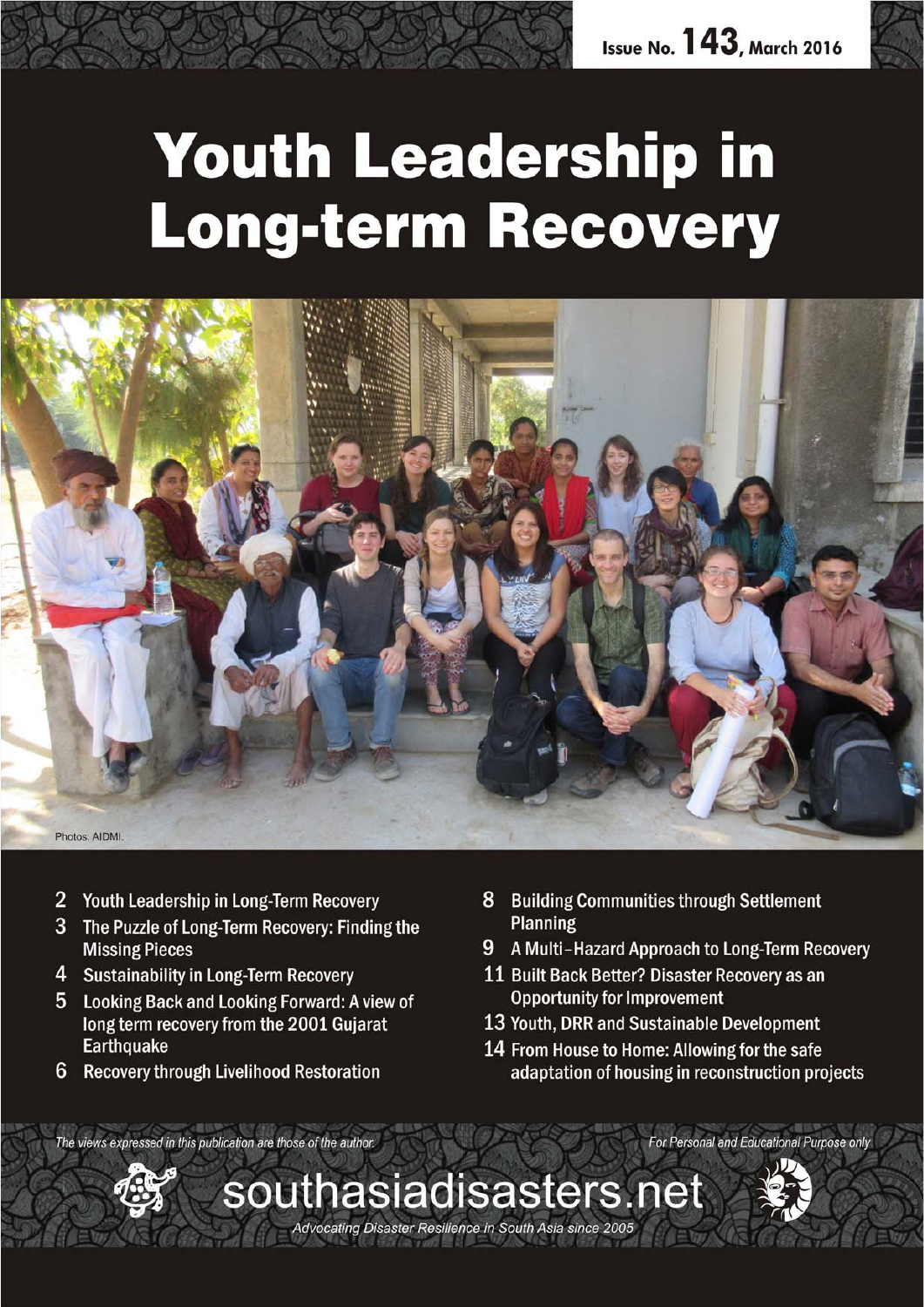Issue No. 143, March 2016

# Youth Leadership in Long-term Recovery

Photos: AIDMI.

- 2 Youth Leadership in Long-Term Recovery
- 3 The Puzzle of Long-Term Recovery: Finding the Missing Pieces
- 4 Sustainability in Long-Term Recovery
- 5 Looking Back and Looking Forward: A view of long term recovery from the 2001 Gujarat Earthquake
- 6 Recovery through Livelihood Restoration
- 8 Building Communities through Settlement Planning
- 9 A Multi–Hazard Approach to Long-Term Recovery
- 11 Built Back Better? Disaster Recovery as an Opportunity for Improvement
- 13 Youth, DRR and Sustainable Development
- 14 From House to Home: Allowing for the safe adaptation of housing in reconstruction projects

*The views expressed in this publication are those of the author.*

*For Personal and Educational Purpose only*

southasiadisasters.net

*Advocating Disaster Resilience in South Asia since 2005*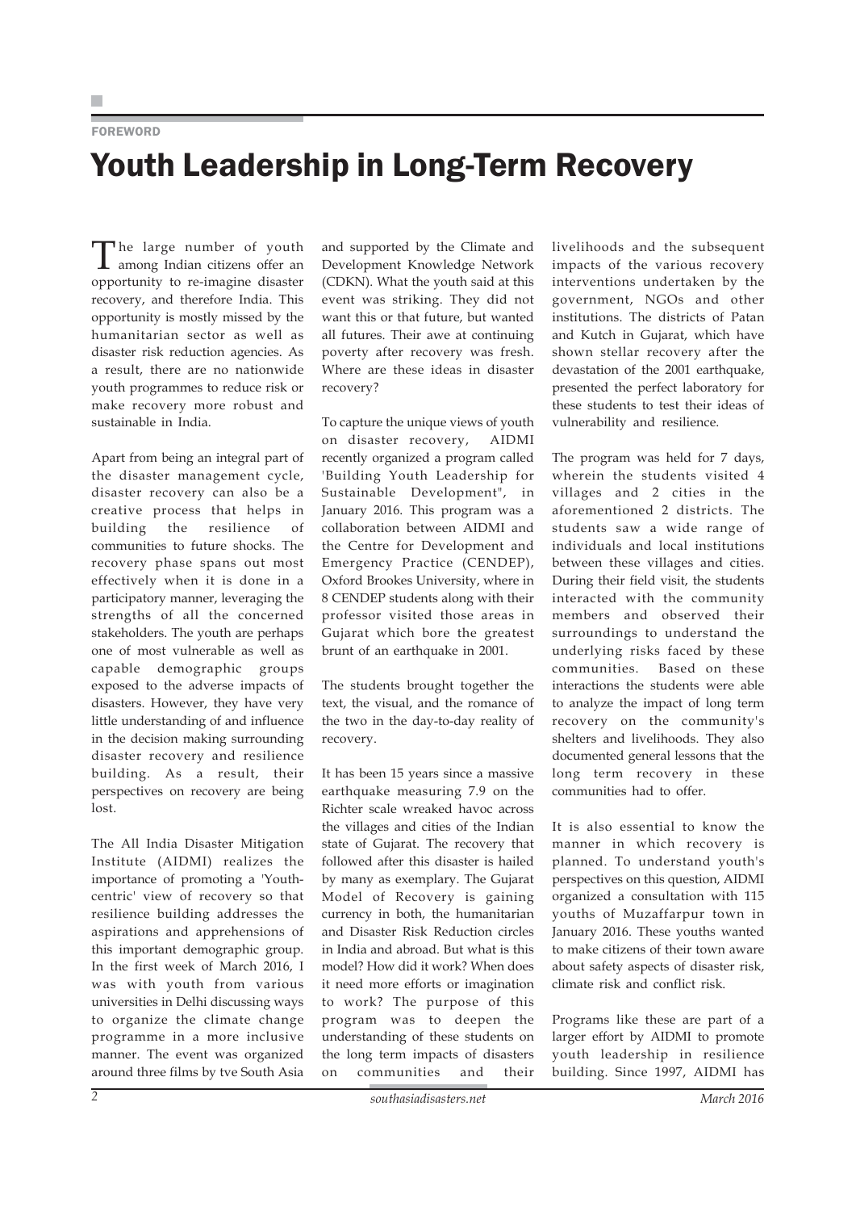FOREWORD

# Youth Leadership in Long-Term Recovery

The large number of youth among Indian citizens offer an opportunity to re-imagine disaster recovery, and therefore India. This opportunity is mostly missed by the humanitarian sector as well as disaster risk reduction agencies. As a result, there are no nationwide youth programmes to reduce risk or make recovery more robust and sustainable in India.

Apart from being an integral part of the disaster management cycle, disaster recovery can also be a creative process that helps in building the resilience of communities to future shocks. The recovery phase spans out most effectively when it is done in a participatory manner, leveraging the strengths of all the concerned stakeholders. The youth are perhaps one of most vulnerable as well as capable demographic groups exposed to the adverse impacts of disasters. However, they have very little understanding of and influence in the decision making surrounding disaster recovery and resilience building. As a result, their perspectives on recovery are being lost.

The All India Disaster Mitigation Institute (AIDMI) realizes the importance of promoting a 'Youth-centric' view of recovery so that resilience building addresses the aspirations and apprehensions of this important demographic group. In the first week of March 2016, I was with youth from various universities in Delhi discussing ways to organize the climate change programme in a more inclusive manner. The event was organized around three films by tve South Asia and supported by the Climate and Development Knowledge Network (CDKN). What the youth said at this event was striking. They did not want this or that future, but wanted all futures. Their awe at continuing poverty after recovery was fresh. Where are these ideas in disaster recovery?

To capture the unique views of youth on disaster recovery, AIDMI recently organized a program called 'Building Youth Leadership for Sustainable Development", in January 2016. This program was a collaboration between AIDMI and the Centre for Development and Emergency Practice (CENDEP), Oxford Brookes University, where in 8 CENDEP students along with their professor visited those areas in Gujarat which bore the greatest brunt of an earthquake in 2001.

The students brought together the text, the visual, and the romance of the two in the day-to-day reality of recovery.

It has been 15 years since a massive earthquake measuring 7.9 on the Richter scale wreaked havoc across the villages and cities of the Indian state of Gujarat. The recovery that followed after this disaster is hailed by many as exemplary. The Gujarat Model of Recovery is gaining currency in both, the humanitarian and Disaster Risk Reduction circles in India and abroad. But what is this model? How did it work? When does it need more efforts or imagination to work? The purpose of this program was to deepen the understanding of these students on the long term impacts of disasters on communities and their livelihoods and the subsequent impacts of the various recovery interventions undertaken by the government, NGOs and other institutions. The districts of Patan and Kutch in Gujarat, which have shown stellar recovery after the devastation of the 2001 earthquake, presented the perfect laboratory for these students to test their ideas of vulnerability and resilience.

The program was held for 7 days, wherein the students visited 4 villages and 2 cities in the aforementioned 2 districts. The students saw a wide range of individuals and local institutions between these villages and cities. During their field visit, the students interacted with the community members and observed their surroundings to understand the underlying risks faced by these communities. Based on these interactions the students were able to analyze the impact of long term recovery on the community's shelters and livelihoods. They also documented general lessons that the long term recovery in these communities had to offer.

It is also essential to know the manner in which recovery is planned. To understand youth's perspectives on this question, AIDMI organized a consultation with 115 youths of Muzaffarpur town in January 2016. These youths wanted to make citizens of their town aware about safety aspects of disaster risk, climate risk and conflict risk.

Programs like these are part of a larger effort by AIDMI to promote youth leadership in resilience building. Since 1997, AIDMI has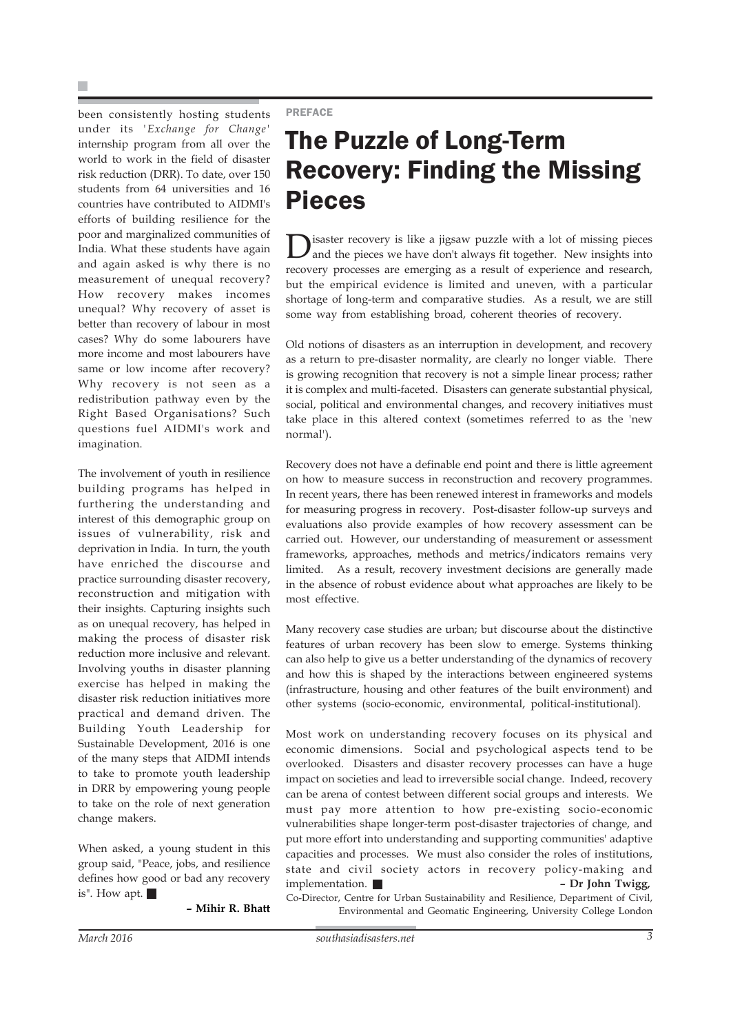been consistently hosting students under its '*Exchange for Change*' internship program from all over the world to work in the field of disaster risk reduction (DRR). To date, over 150 students from 64 universities and 16 countries have contributed to AIDMI's efforts of building resilience for the poor and marginalized communities of India. What these students have again and again asked is why there is no measurement of unequal recovery? How recovery makes incomes unequal? Why recovery of asset is better than recovery of labour in most cases? Why do some labourers have more income and most labourers have same or low income after recovery? Why recovery is not seen as a redistribution pathway even by the Right Based Organisations? Such questions fuel AIDMI's work and imagination.

The involvement of youth in resilience building programs has helped in furthering the understanding and interest of this demographic group on issues of vulnerability, risk and deprivation in India. In turn, the youth have enriched the discourse and practice surrounding disaster recovery, reconstruction and mitigation with their insights. Capturing insights such as on unequal recovery, has helped in making the process of disaster risk reduction more inclusive and relevant. Involving youths in disaster planning exercise has helped in making the disaster risk reduction initiatives more practical and demand driven. The Building Youth Leadership for Sustainable Development, 2016 is one of the many steps that AIDMI intends to take to promote youth leadership in DRR by empowering young people to take on the role of next generation change makers.

When asked, a young student in this group said, "Peace, jobs, and resilience defines how good or bad any recovery is". How apt. ■

**– Mihir R. Bhatt**

PREFACE

# The Puzzle of Long-Term Recovery: Finding the Missing Pieces

Disaster recovery is like a jigsaw puzzle with a lot of missing pieces and the pieces we have don't always fit together. New insights into recovery processes are emerging as a result of experience and research, but the empirical evidence is limited and uneven, with a particular shortage of long-term and comparative studies. As a result, we are still some way from establishing broad, coherent theories of recovery.

Old notions of disasters as an interruption in development, and recovery as a return to pre-disaster normality, are clearly no longer viable. There is growing recognition that recovery is not a simple linear process; rather it is complex and multi-faceted. Disasters can generate substantial physical, social, political and environmental changes, and recovery initiatives must take place in this altered context (sometimes referred to as the 'new normal').

Recovery does not have a definable end point and there is little agreement on how to measure success in reconstruction and recovery programmes. In recent years, there has been renewed interest in frameworks and models for measuring progress in recovery. Post-disaster follow-up surveys and evaluations also provide examples of how recovery assessment can be carried out. However, our understanding of measurement or assessment frameworks, approaches, methods and metrics/indicators remains very limited. As a result, recovery investment decisions are generally made in the absence of robust evidence about what approaches are likely to be most effective.

Many recovery case studies are urban; but discourse about the distinctive features of urban recovery has been slow to emerge. Systems thinking can also help to give us a better understanding of the dynamics of recovery and how this is shaped by the interactions between engineered systems (infrastructure, housing and other features of the built environment) and other systems (socio-economic, environmental, political-institutional).

Most work on understanding recovery focuses on its physical and economic dimensions. Social and psychological aspects tend to be overlooked. Disasters and disaster recovery processes can have a huge impact on societies and lead to irreversible social change. Indeed, recovery can be arena of contest between different social groups and interests. We must pay more attention to how pre-existing socio-economic vulnerabilities shape longer-term post-disaster trajectories of change, and put more effort into understanding and supporting communities' adaptive capacities and processes. We must also consider the roles of institutions, state and civil society actors in recovery policy-making and implementation. ■

**– Dr John Twigg,**
Co-Director, Centre for Urban Sustainability and Resilience, Department of Civil, Environmental and Geomatic Engineering, University College London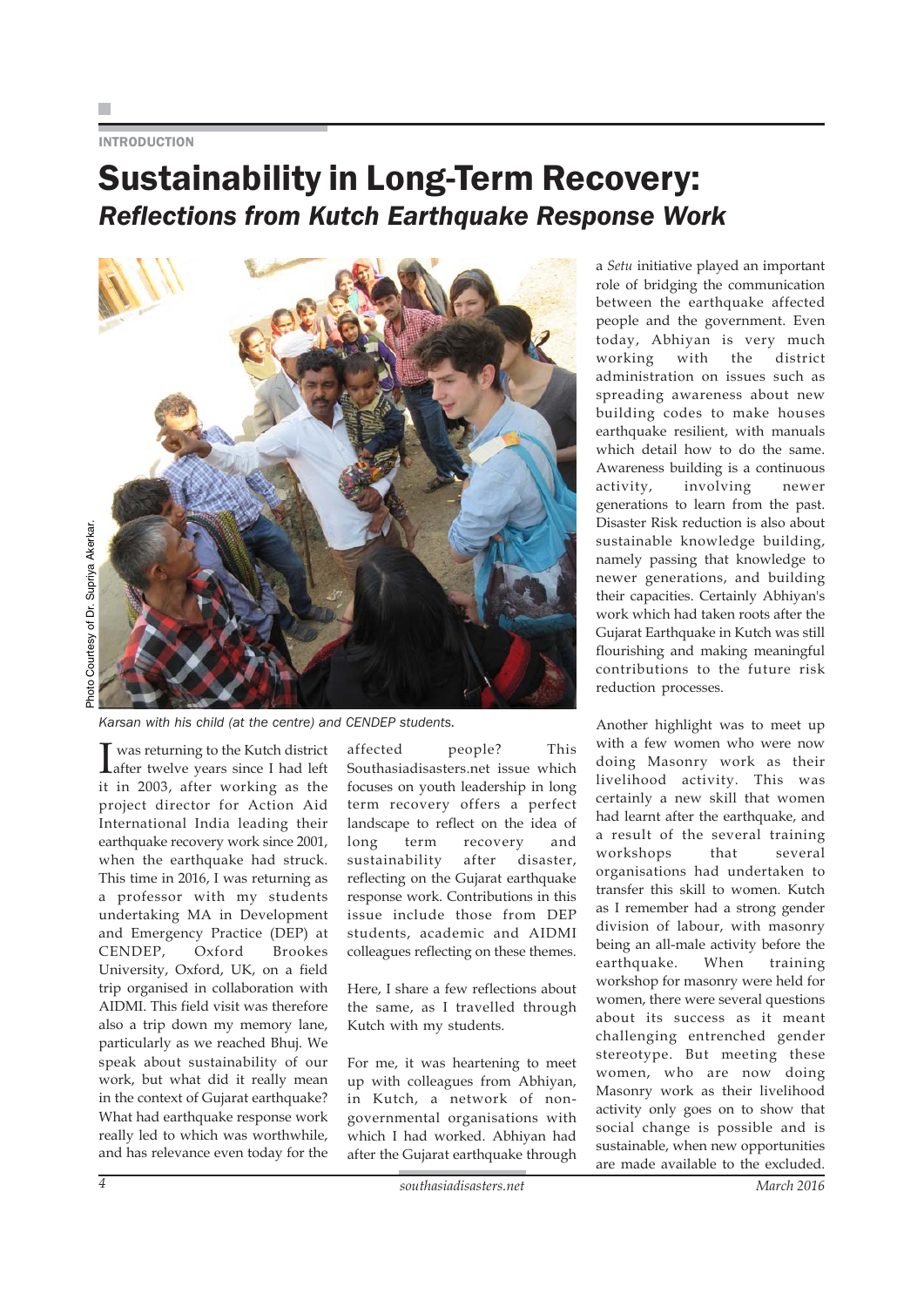INTRODUCTION

# Sustainability in Long-Term Recovery:
## *Reflections from Kutch Earthquake Response Work*

Photo Courtesy of Dr. Supriya Akerkar.

*Karsan with his child (at the centre) and CENDEP students.*

I was returning to the Kutch district after twelve years since I had left it in 2003, after working as the project director for Action Aid International India leading their earthquake recovery work since 2001, when the earthquake had struck. This time in 2016, I was returning as a professor with my students undertaking MA in Development and Emergency Practice (DEP) at CENDEP, Oxford Brookes University, Oxford, UK, on a field trip organised in collaboration with AIDMI. This field visit was therefore also a trip down my memory lane, particularly as we reached Bhuj. We speak about sustainability of our work, but what did it really mean in the context of Gujarat earthquake? What had earthquake response work really led to which was worthwhile, and has relevance even today for the affected people? This Southasiadisasters.net issue which focuses on youth leadership in long term recovery offers a perfect landscape to reflect on the idea of long term recovery and sustainability after disaster, reflecting on the Gujarat earthquake response work. Contributions in this issue include those from DEP students, academic and AIDMI colleagues reflecting on these themes.

Here, I share a few reflections about the same, as I travelled through Kutch with my students.

For me, it was heartening to meet up with colleagues from Abhiyan, in Kutch, a network of non-governmental organisations with which I had worked. Abhiyan had after the Gujarat earthquake through a *Setu* initiative played an important role of bridging the communication between the earthquake affected people and the government. Even today, Abhiyan is very much working with the district administration on issues such as spreading awareness about new building codes to make houses earthquake resilient, with manuals which detail how to do the same. Awareness building is a continuous activity, involving newer generations to learn from the past. Disaster Risk reduction is also about sustainable knowledge building, namely passing that knowledge to newer generations, and building their capacities. Certainly Abhiyan's work which had taken roots after the Gujarat Earthquake in Kutch was still flourishing and making meaningful contributions to the future risk reduction processes.

Another highlight was to meet up with a few women who were now doing Masonry work as their livelihood activity. This was certainly a new skill that women had learnt after the earthquake, and a result of the several training workshops that several organisations had undertaken to transfer this skill to women. Kutch as I remember had a strong gender division of labour, with masonry being an all-male activity before the earthquake. When training workshop for masonry were held for women, there were several questions about its success as it meant challenging entrenched gender stereotype. But meeting these women, who are now doing Masonry work as their livelihood activity only goes on to show that social change is possible and is sustainable, when new opportunities are made available to the excluded.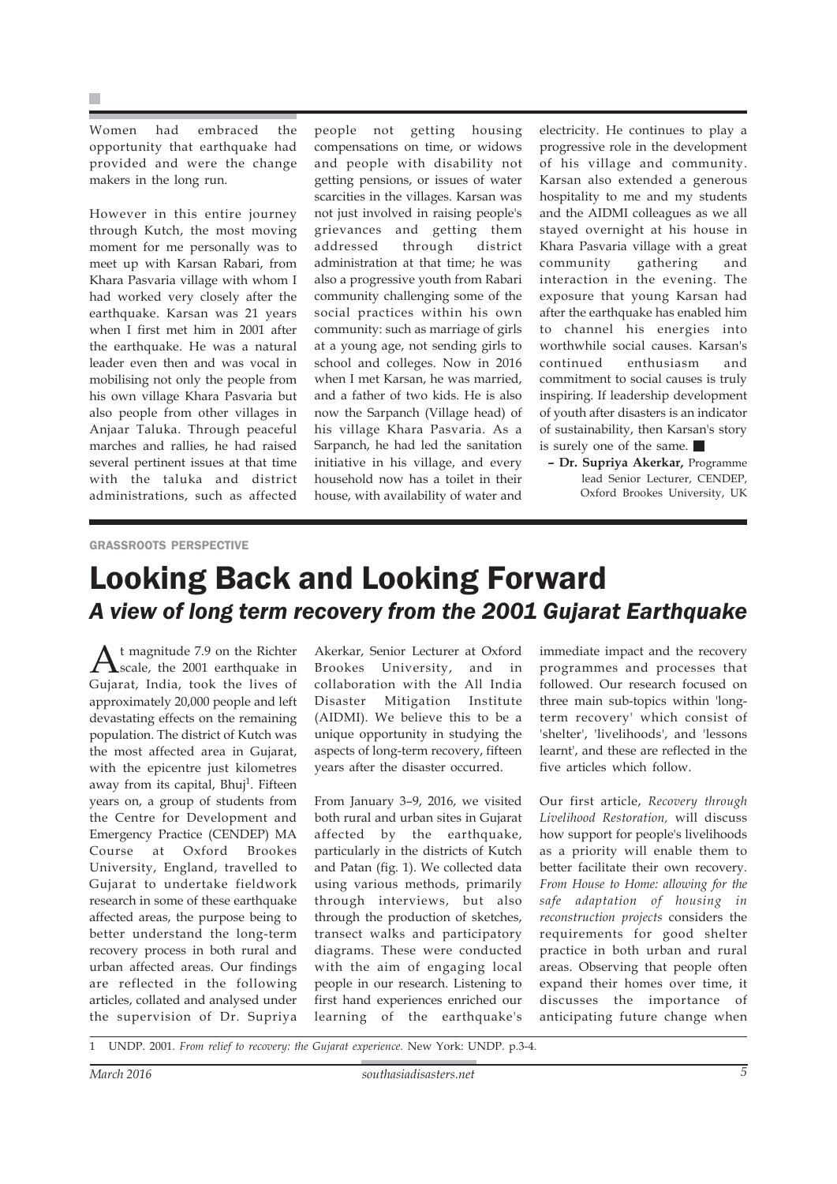Women had embraced the opportunity that earthquake had provided and were the change makers in the long run.

However in this entire journey through Kutch, the most moving moment for me personally was to meet up with Karsan Rabari, from Khara Pasvaria village with whom I had worked very closely after the earthquake. Karsan was 21 years when I first met him in 2001 after the earthquake. He was a natural leader even then and was vocal in mobilising not only the people from his own village Khara Pasvaria but also people from other villages in Anjaar Taluka. Through peaceful marches and rallies, he had raised several pertinent issues at that time with the taluka and district administrations, such as affected people not getting housing compensations on time, or widows and people with disability not getting pensions, or issues of water scarcities in the villages. Karsan was not just involved in raising people's grievances and getting them addressed through district administration at that time; he was also a progressive youth from Rabari community challenging some of the social practices within his own community: such as marriage of girls at a young age, not sending girls to school and colleges. Now in 2016 when I met Karsan, he was married, and a father of two kids. He is also now the Sarpanch (Village head) of his village Khara Pasvaria. As a Sarpanch, he had led the sanitation initiative in his village, and every household now has a toilet in their house, with availability of water and electricity. He continues to play a progressive role in the development of his village and community. Karsan also extended a generous hospitality to me and my students and the AIDMI colleagues as we all stayed overnight at his house in Khara Pasvaria village with a great community gathering and interaction in the evening. The exposure that young Karsan had after the earthquake has enabled him to channel his energies into worthwhile social causes. Karsan's continued enthusiasm and commitment to social causes is truly inspiring. If leadership development of youth after disasters is an indicator of sustainability, then Karsan's story is surely one of the same. ■

– **Dr. Supriya Akerkar,** Programme lead Senior Lecturer, CENDEP, Oxford Brookes University, UK

GRASSROOTS PERSPECTIVE

# Looking Back and Looking Forward

## *A view of long term recovery from the 2001 Gujarat Earthquake*

At magnitude 7.9 on the Richter scale, the 2001 earthquake in Gujarat, India, took the lives of approximately 20,000 people and left devastating effects on the remaining population. The district of Kutch was the most affected area in Gujarat, with the epicentre just kilometres away from its capital, Bhuj[1]. Fifteen years on, a group of students from the Centre for Development and Emergency Practice (CENDEP) MA Course at Oxford Brookes University, England, travelled to Gujarat to undertake fieldwork research in some of these earthquake affected areas, the purpose being to better understand the long-term recovery process in both rural and urban affected areas. Our findings are reflected in the following articles, collated and analysed under the supervision of Dr. Supriya Akerkar, Senior Lecturer at Oxford Brookes University, and in collaboration with the All India Disaster Mitigation Institute (AIDMI). We believe this to be a unique opportunity in studying the aspects of long-term recovery, fifteen years after the disaster occurred.

From January 3–9, 2016, we visited both rural and urban sites in Gujarat affected by the earthquake, particularly in the districts of Kutch and Patan (fig. 1). We collected data using various methods, primarily through interviews, but also through the production of sketches, transect walks and participatory diagrams. These were conducted with the aim of engaging local people in our research. Listening to first hand experiences enriched our learning of the earthquake's immediate impact and the recovery programmes and processes that followed. Our research focused on three main sub-topics within 'long-term recovery' which consist of 'shelter', 'livelihoods', and 'lessons learnt', and these are reflected in the five articles which follow.

Our first article, *Recovery through Livelihood Restoration,* will discuss how support for people's livelihoods as a priority will enable them to better facilitate their own recovery. *From House to Home: allowing for the safe adaptation of housing in reconstruction projects* considers the requirements for good shelter practice in both urban and rural areas. Observing that people often expand their homes over time, it discusses the importance of anticipating future change when

1 UNDP. 2001. *From relief to recovery: the Gujarat experience.* New York: UNDP. p.3-4.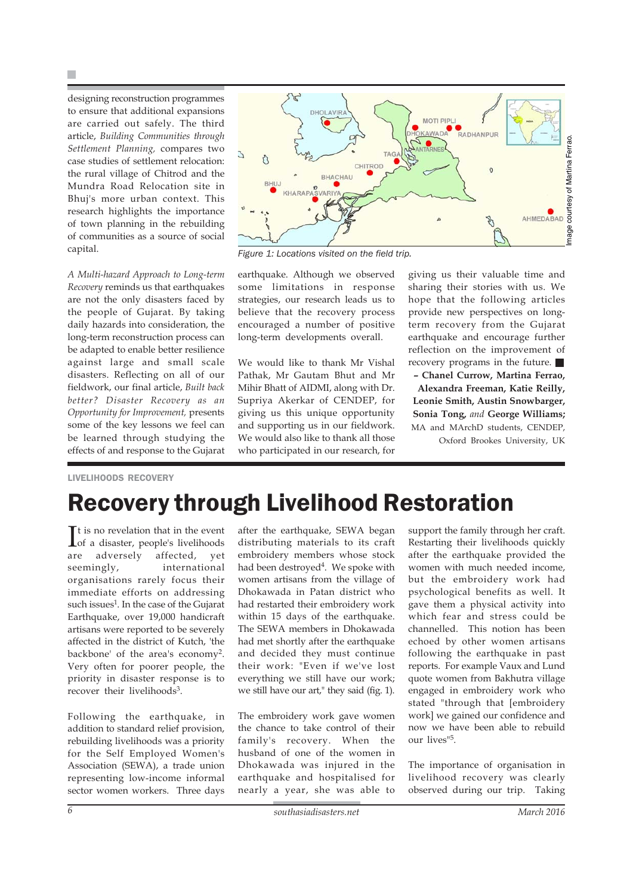designing reconstruction programmes to ensure that additional expansions are carried out safely. The third article, *Building Communities through Settlement Planning,* compares two case studies of settlement relocation: the rural village of Chitrod and the Mundra Road Relocation site in Bhuj's more urban context. This research highlights the importance of town planning in the rebuilding of communities as a source of social capital.

*A Multi-hazard Approach to Long-term Recovery* reminds us that earthquakes are not the only disasters faced by the people of Gujarat. By taking daily hazards into consideration, the long-term reconstruction process can be adapted to enable better resilience against large and small scale disasters. Reflecting on all of our fieldwork, our final article, *Built back better? Disaster Recovery as an Opportunity for Improvement,* presents some of the key lessons we feel can be learned through studying the effects of and response to the Gujarat earthquake. Although we observed some limitations in response strategies, our research leads us to believe that the recovery process encouraged a number of positive long-term developments overall.

Figure 1: Locations visited on the field trip.

We would like to thank Mr Vishal Pathak, Mr Gautam Bhut and Mr Mihir Bhatt of AIDMI, along with Dr. Supriya Akerkar of CENDEP, for giving us this unique opportunity and supporting us in our fieldwork. We would also like to thank all those who participated in our research, for giving us their valuable time and sharing their stories with us. We hope that the following articles provide new perspectives on long-term recovery from the Gujarat earthquake and encourage further reflection on the improvement of recovery programs in the future. ■

**– Chanel Currow, Martina Ferrao, Alexandra Freeman, Katie Reilly, Leonie Smith, Austin Snowbarger, Sonia Tong,** *and* **George Williams;** MA and MArchD students, CENDEP, Oxford Brookes University, UK

LIVELIHOODS RECOVERY

# Recovery through Livelihood Restoration

It is no revelation that in the event of a disaster, people's livelihoods are adversely affected, yet seemingly, international organisations rarely focus their immediate efforts on addressing such issues[1]. In the case of the Gujarat Earthquake, over 19,000 handicraft artisans were reported to be severely affected in the district of Kutch, 'the backbone' of the area's economy[2]. Very often for poorer people, the priority in disaster response is to recover their livelihoods[3].

Following the earthquake, in addition to standard relief provision, rebuilding livelihoods was a priority for the Self Employed Women's Association (SEWA), a trade union representing low-income informal sector women workers. Three days after the earthquake, SEWA began distributing materials to its craft embroidery members whose stock had been destroyed[4]. We spoke with women artisans from the village of Dhokawada in Patan district who had restarted their embroidery work within 15 days of the earthquake. The SEWA members in Dhokawada had met shortly after the earthquake and decided they must continue their work: "Even if we've lost everything we still have our work; we still have our art," they said (fig. 1).

The embroidery work gave women the chance to take control of their family's recovery. When the husband of one of the women in Dhokawada was injured in the earthquake and hospitalised for nearly a year, she was able to support the family through her craft. Restarting their livelihoods quickly after the earthquake provided the women with much needed income, but the embroidery work had psychological benefits as well. It gave them a physical activity into which fear and stress could be channelled. This notion has been echoed by other women artisans following the earthquake in past reports. For example Vaux and Lund quote women from Bakhutra village engaged in embroidery work who stated "through that [embroidery work] we gained our confidence and now we have been able to rebuild our lives"[5].

The importance of organisation in livelihood recovery was clearly observed during our trip. Taking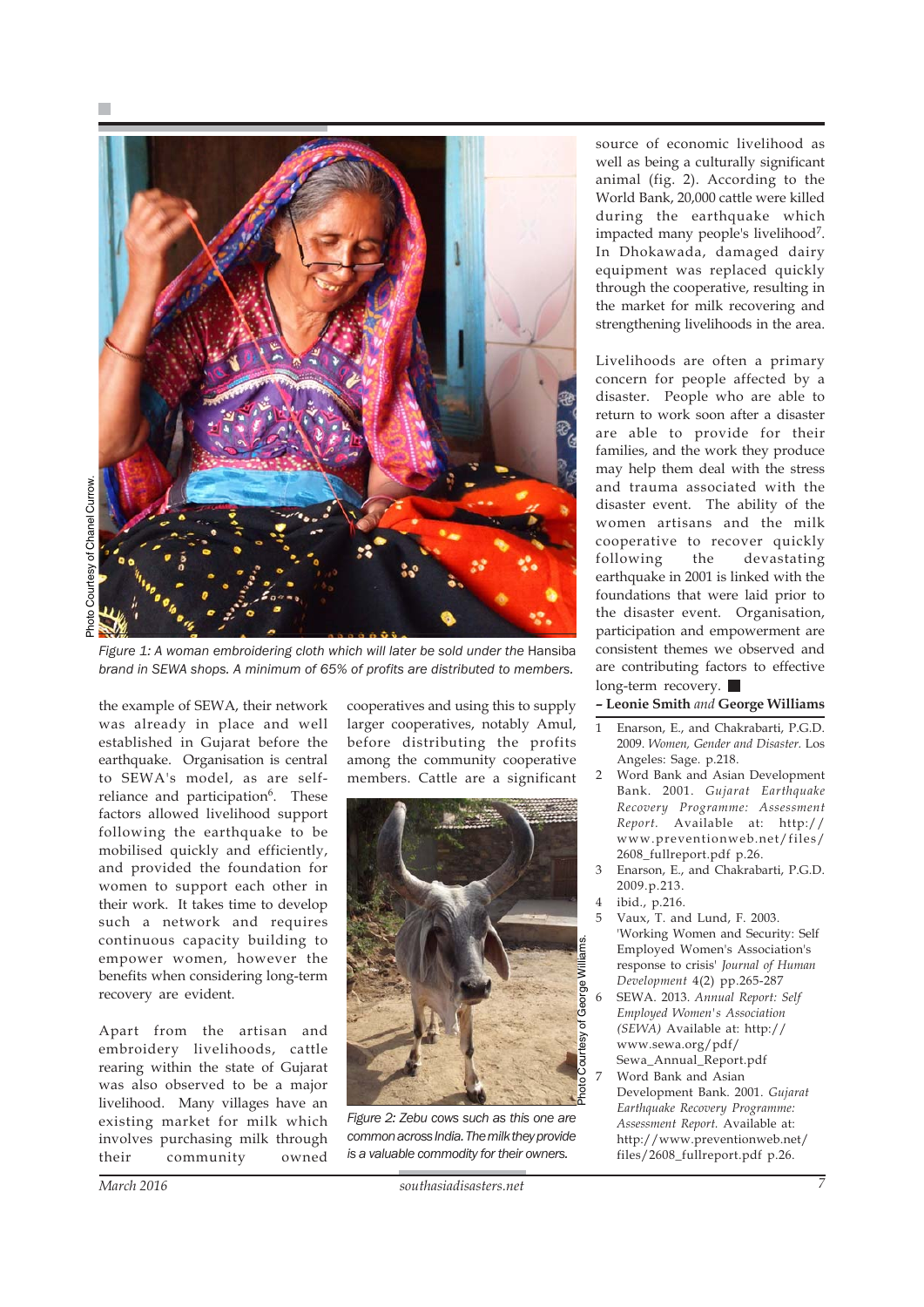Figure 1: A woman embroidering cloth which will later be sold under the Hansiba brand in SEWA shops. A minimum of 65% of profits are distributed to members.

Photo Courtesy of Chanel Currow.

the example of SEWA, their network was already in place and well established in Gujarat before the earthquake. Organisation is central to SEWA's model, as are self-reliance and participation[6]. These factors allowed livelihood support following the earthquake to be mobilised quickly and efficiently, and provided the foundation for women to support each other in their work. It takes time to develop such a network and requires continuous capacity building to empower women, however the benefits when considering long-term recovery are evident.

Apart from the artisan and embroidery livelihoods, cattle rearing within the state of Gujarat was also observed to be a major livelihood. Many villages have an existing market for milk which involves purchasing milk through their community owned cooperatives and using this to supply larger cooperatives, notably Amul, before distributing the profits among the community cooperative members. Cattle are a significant source of economic livelihood as well as being a culturally significant animal (fig. 2). According to the World Bank, 20,000 cattle were killed during the earthquake which impacted many people's livelihood[7]. In Dhokawada, damaged dairy equipment was replaced quickly through the cooperative, resulting in the market for milk recovering and strengthening livelihoods in the area.

Figure 2: Zebu cows such as this one are common across India. The milk they provide is a valuable commodity for their owners.

Photo Courtesy of George Williams.

Livelihoods are often a primary concern for people affected by a disaster. People who are able to return to work soon after a disaster are able to provide for their families, and the work they produce may help them deal with the stress and trauma associated with the disaster event. The ability of the women artisans and the milk cooperative to recover quickly following the devastating earthquake in 2001 is linked with the foundations that were laid prior to the disaster event. Organisation, participation and empowerment are consistent themes we observed and are contributing factors to effective long-term recovery. ■

**– Leonie Smith** *and* **George Williams**

1. Enarson, E., and Chakrabarti, P.G.D. 2009. *Women, Gender and Disaster.* Los Angeles: Sage. p.218.
2. Word Bank and Asian Development Bank. 2001. *Gujarat Earthquake Recovery Programme: Assessment Report.* Available at: http://www.preventionweb.net/files/2608_fullreport.pdf p.26.
3. Enarson, E., and Chakrabarti, P.G.D. 2009.p.213.
4. ibid., p.216.
5. Vaux, T. and Lund, F. 2003. 'Working Women and Security: Self Employed Women's Association's response to crisis' *Journal of Human Development* 4(2) pp.265-287
6. SEWA. 2013. *Annual Report: Self Employed Women's Association (SEWA)* Available at: http://www.sewa.org/pdf/Sewa_Annual_Report.pdf
7. Word Bank and Asian Development Bank. 2001. *Gujarat Earthquake Recovery Programme: Assessment Report.* Available at: http://www.preventionweb.net/files/2608_fullreport.pdf p.26.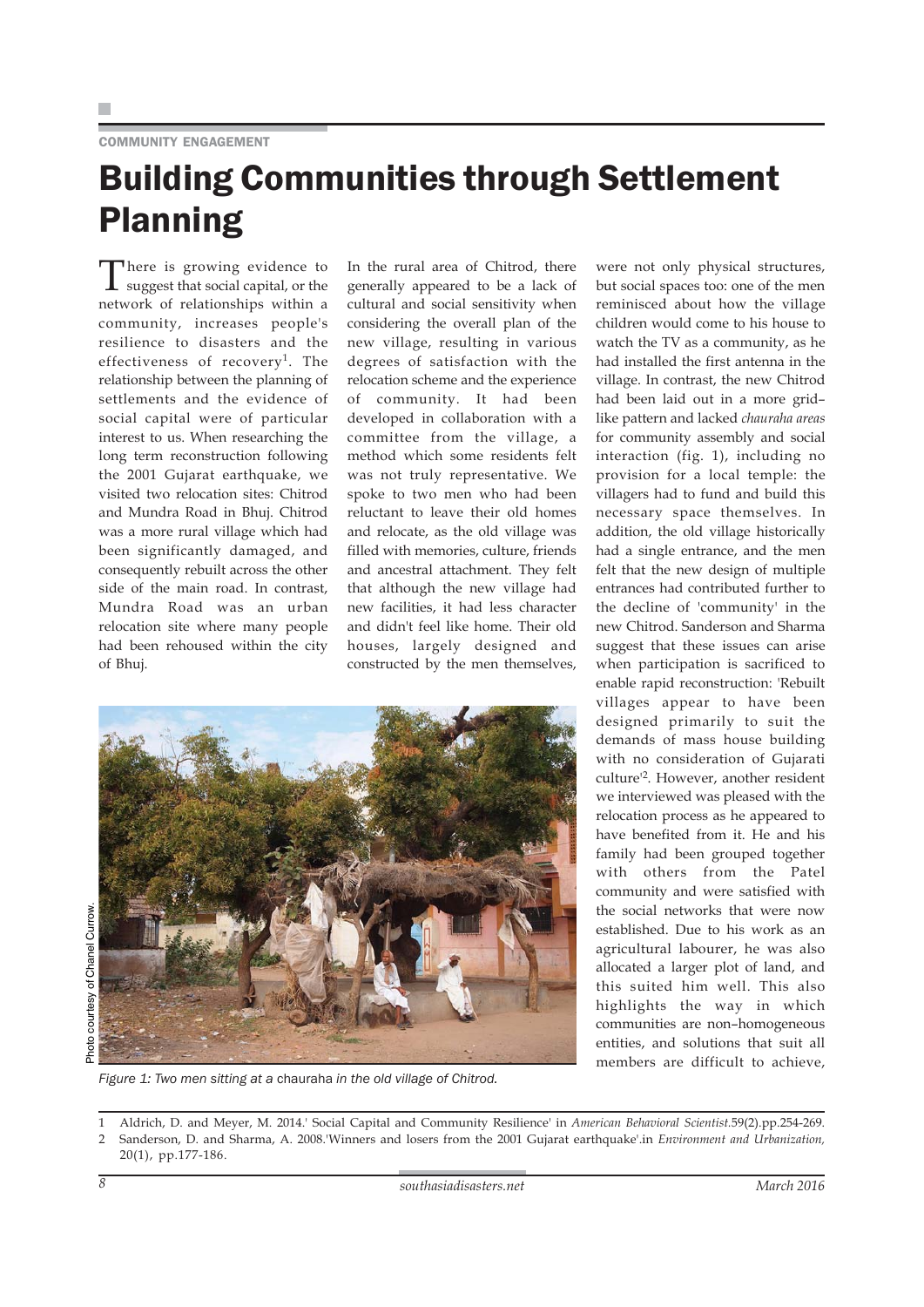COMMUNITY ENGAGEMENT

# Building Communities through Settlement Planning

There is growing evidence to suggest that social capital, or the network of relationships within a community, increases people's resilience to disasters and the effectiveness of recovery[1]. The relationship between the planning of settlements and the evidence of social capital were of particular interest to us. When researching the long term reconstruction following the 2001 Gujarat earthquake, we visited two relocation sites: Chitrod and Mundra Road in Bhuj. Chitrod was a more rural village which had been significantly damaged, and consequently rebuilt across the other side of the main road. In contrast, Mundra Road was an urban relocation site where many people had been rehoused within the city of Bhuj.

In the rural area of Chitrod, there generally appeared to be a lack of cultural and social sensitivity when considering the overall plan of the new village, resulting in various degrees of satisfaction with the relocation scheme and the experience of community. It had been developed in collaboration with a committee from the village, a method which some residents felt was not truly representative. We spoke to two men who had been reluctant to leave their old homes and relocate, as the old village was filled with memories, culture, friends and ancestral attachment. They felt that although the new village had new facilities, it had less character and didn't feel like home. Their old houses, largely designed and constructed by the men themselves, were not only physical structures, but social spaces too: one of the men reminisced about how the village children would come to his house to watch the TV as a community, as he had installed the first antenna in the village. In contrast, the new Chitrod had been laid out in a more grid–like pattern and lacked *chauraha areas* for community assembly and social interaction (fig. 1), including no provision for a local temple: the villagers had to fund and build this necessary space themselves. In addition, the old village historically had a single entrance, and the men felt that the new design of multiple entrances had contributed further to the decline of 'community' in the new Chitrod. Sanderson and Sharma suggest that these issues can arise when participation is sacrificed to enable rapid reconstruction: 'Rebuilt villages appear to have been designed primarily to suit the demands of mass house building with no consideration of Gujarati culture'[2]. However, another resident we interviewed was pleased with the relocation process as he appeared to have benefited from it. He and his family had been grouped together with others from the Patel community and were satisfied with the social networks that were now established. Due to his work as an agricultural labourer, he was also allocated a larger plot of land, and this suited him well. This also highlights the way in which communities are non–homogeneous entities, and solutions that suit all members are difficult to achieve,

Photo courtesy of Chanel Currow.

*Figure 1: Two men sitting at a* chauraha *in the old village of Chitrod.*

1 Aldrich, D. and Meyer, M. 2014.' Social Capital and Community Resilience' in *American Behavioral Scientist.*59(2).pp.254-269.

2 Sanderson, D. and Sharma, A. 2008.'Winners and losers from the 2001 Gujarat earthquake'.in *Environment and Urbanization,* 20(1), pp.177-186.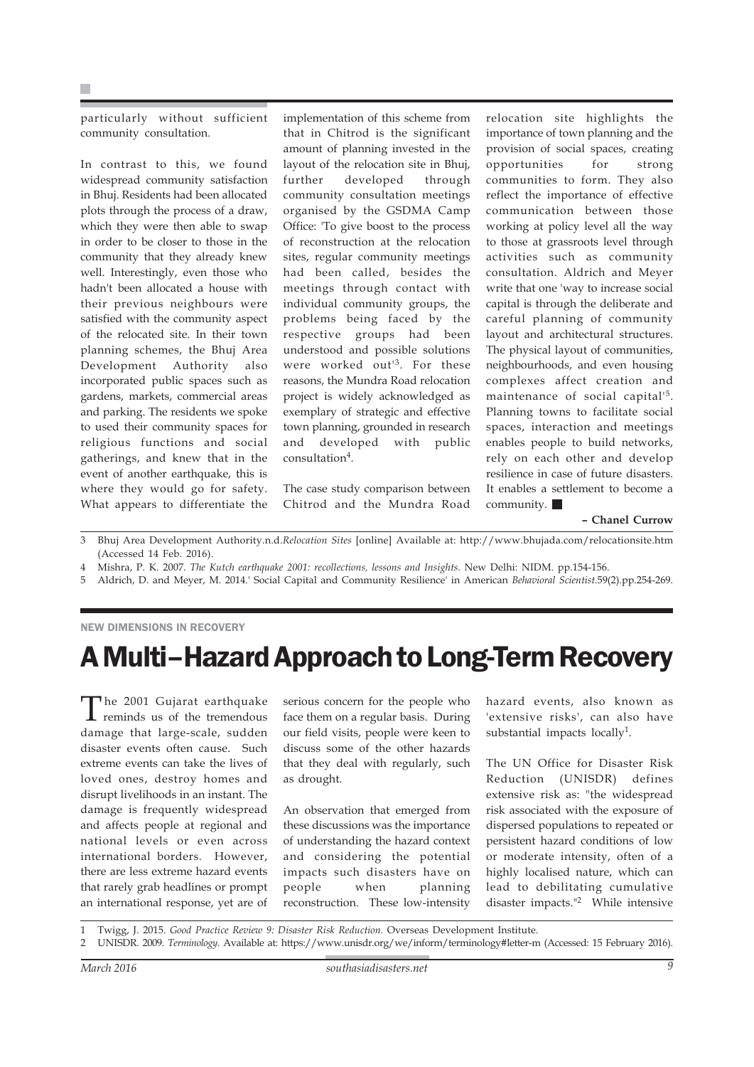particularly without sufficient community consultation.

In contrast to this, we found widespread community satisfaction in Bhuj. Residents had been allocated plots through the process of a draw, which they were then able to swap in order to be closer to those in the community that they already knew well. Interestingly, even those who hadn't been allocated a house with their previous neighbours were satisfied with the community aspect of the relocated site. In their town planning schemes, the Bhuj Area Development Authority also incorporated public spaces such as gardens, markets, commercial areas and parking. The residents we spoke to used their community spaces for religious functions and social gatherings, and knew that in the event of another earthquake, this is where they would go for safety. What appears to differentiate the implementation of this scheme from that in Chitrod is the significant amount of planning invested in the layout of the relocation site in Bhuj, further developed through community consultation meetings organised by the GSDMA Camp Office: 'To give boost to the process of reconstruction at the relocation sites, regular community meetings had been called, besides the meetings through contact with individual community groups, the problems being faced by the respective groups had been understood and possible solutions were worked out'[3]. For these reasons, the Mundra Road relocation project is widely acknowledged as exemplary of strategic and effective town planning, grounded in research and developed with public consultation[4].

The case study comparison between Chitrod and the Mundra Road relocation site highlights the importance of town planning and the provision of social spaces, creating opportunities for strong communities to form. They also reflect the importance of effective communication between those working at policy level all the way to those at grassroots level through activities such as community consultation. Aldrich and Meyer write that one 'way to increase social capital is through the deliberate and careful planning of community layout and architectural structures. The physical layout of communities, neighbourhoods, and even housing complexes affect creation and maintenance of social capital'[5]. Planning towns to facilitate social spaces, interaction and meetings enables people to build networks, rely on each other and develop resilience in case of future disasters. It enables a settlement to become a community. ■

**– Chanel Currow**

3 Bhuj Area Development Authority.n.d.*Relocation Sites* [online] Available at: http://www.bhujada.com/relocationsite.htm (Accessed 14 Feb. 2016).

4 Mishra, P. K. 2007. *The Kutch earthquake 2001: recollections, lessons and Insights.* New Delhi: NIDM. pp.154-156.

5 Aldrich, D. and Meyer, M. 2014.' Social Capital and Community Resilience' in American *Behavioral Scientist.*59(2).pp.254-269.

NEW DIMENSIONS IN RECOVERY

# A Multi–Hazard Approach to Long-Term Recovery

The 2001 Gujarat earthquake reminds us of the tremendous damage that large-scale, sudden disaster events often cause. Such extreme events can take the lives of loved ones, destroy homes and disrupt livelihoods in an instant. The damage is frequently widespread and affects people at regional and national levels or even across international borders. However, there are less extreme hazard events that rarely grab headlines or prompt an international response, yet are of serious concern for the people who face them on a regular basis. During our field visits, people were keen to discuss some of the other hazards that they deal with regularly, such as drought.

An observation that emerged from these discussions was the importance of understanding the hazard context and considering the potential impacts such disasters have on people when planning reconstruction. These low-intensity hazard events, also known as 'extensive risks', can also have substantial impacts locally[1].

The UN Office for Disaster Risk Reduction (UNISDR) defines extensive risk as: "the widespread risk associated with the exposure of dispersed populations to repeated or persistent hazard conditions of low or moderate intensity, often of a highly localised nature, which can lead to debilitating cumulative disaster impacts."[2] While intensive

1 Twigg, J. 2015. *Good Practice Review 9: Disaster Risk Reduction.* Overseas Development Institute.

2 UNISDR. 2009. *Terminology.* Available at: https://www.unisdr.org/we/inform/terminology#letter-m (Accessed: 15 February 2016).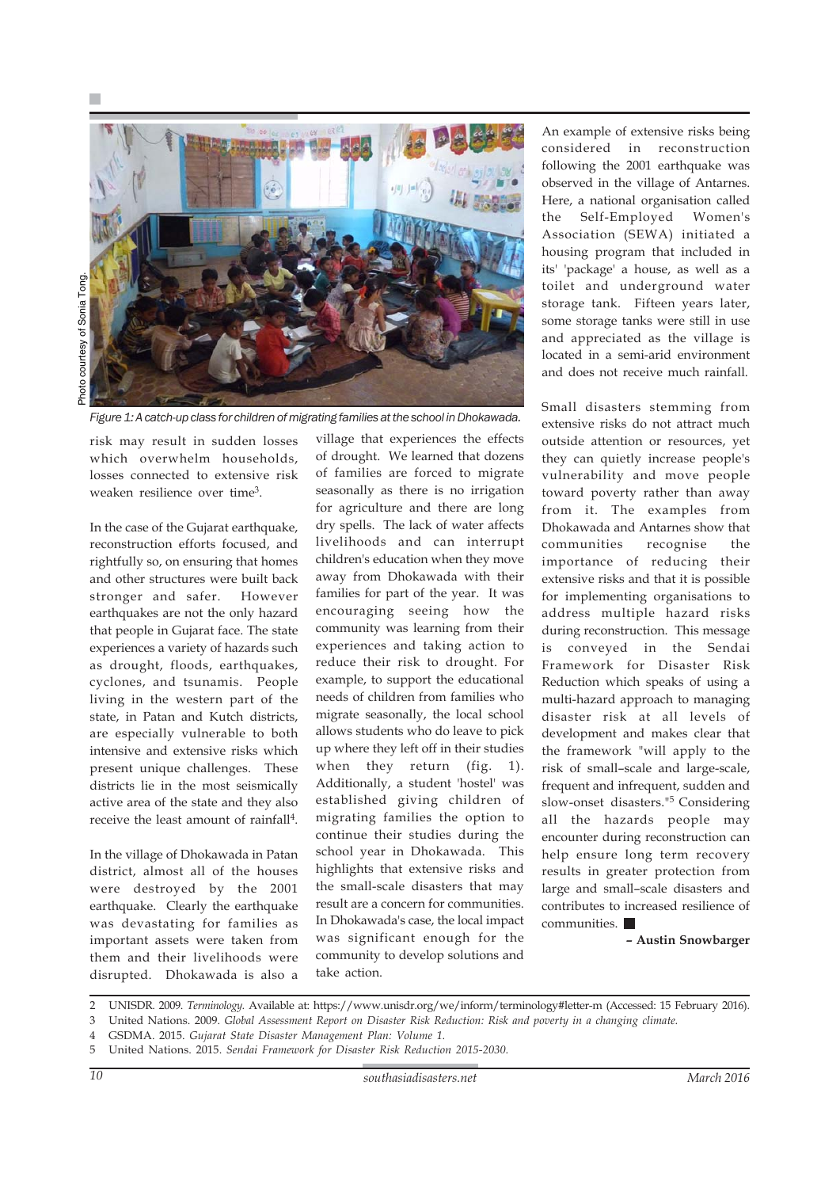Photo courtesy of Sonia Tong.

*Figure 1: A catch-up class for children of migrating families at the school in Dhokawada.*

risk may result in sudden losses which overwhelm households, losses connected to extensive risk weaken resilience over time[3].

In the case of the Gujarat earthquake, reconstruction efforts focused, and rightfully so, on ensuring that homes and other structures were built back stronger and safer. However earthquakes are not the only hazard that people in Gujarat face. The state experiences a variety of hazards such as drought, floods, earthquakes, cyclones, and tsunamis. People living in the western part of the state, in Patan and Kutch districts, are especially vulnerable to both intensive and extensive risks which present unique challenges. These districts lie in the most seismically active area of the state and they also receive the least amount of rainfall[4].

In the village of Dhokawada in Patan district, almost all of the houses were destroyed by the 2001 earthquake. Clearly the earthquake was devastating for families as important assets were taken from them and their livelihoods were disrupted. Dhokawada is also a village that experiences the effects of drought. We learned that dozens of families are forced to migrate seasonally as there is no irrigation for agriculture and there are long dry spells. The lack of water affects livelihoods and can interrupt children's education when they move away from Dhokawada with their families for part of the year. It was encouraging seeing how the community was learning from their experiences and taking action to reduce their risk to drought. For example, to support the educational needs of children from families who migrate seasonally, the local school allows students who do leave to pick up where they left off in their studies when they return (fig. 1). Additionally, a student 'hostel' was established giving children of migrating families the option to continue their studies during the school year in Dhokawada. This highlights that extensive risks and the small-scale disasters that may result are a concern for communities. In Dhokawada's case, the local impact was significant enough for the community to develop solutions and take action.

An example of extensive risks being considered in reconstruction following the 2001 earthquake was observed in the village of Antarnes. Here, a national organisation called the Self-Employed Women's Association (SEWA) initiated a housing program that included in its' 'package' a house, as well as a toilet and underground water storage tank. Fifteen years later, some storage tanks were still in use and appreciated as the village is located in a semi-arid environment and does not receive much rainfall.

Small disasters stemming from extensive risks do not attract much outside attention or resources, yet they can quietly increase people's vulnerability and move people toward poverty rather than away from it. The examples from Dhokawada and Antarnes show that communities recognise the importance of reducing their extensive risks and that it is possible for implementing organisations to address multiple hazard risks during reconstruction. This message is conveyed in the Sendai Framework for Disaster Risk Reduction which speaks of using a multi-hazard approach to managing disaster risk at all levels of development and makes clear that the framework "will apply to the risk of small–scale and large-scale, frequent and infrequent, sudden and slow-onset disasters."[5] Considering all the hazards people may encounter during reconstruction can help ensure long term recovery results in greater protection from large and small–scale disasters and contributes to increased resilience of communities. ■

**– Austin Snowbarger**

2 UNISDR. 2009. *Terminology.* Available at: https://www.unisdr.org/we/inform/terminology#letter-m (Accessed: 15 February 2016).
3 United Nations. 2009. *Global Assessment Report on Disaster Risk Reduction: Risk and poverty in a changing climate.*
4 GSDMA. 2015. *Gujarat State Disaster Management Plan: Volume 1.*
5 United Nations. 2015. *Sendai Framework for Disaster Risk Reduction 2015-2030.*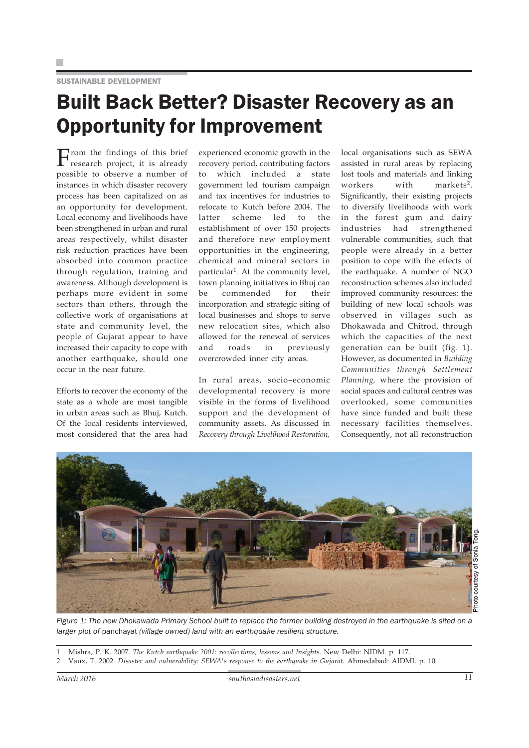SUSTAINABLE DEVELOPMENT

# Built Back Better? Disaster Recovery as an Opportunity for Improvement

From the findings of this brief research project, it is already possible to observe a number of instances in which disaster recovery process has been capitalized on as an opportunity for development. Local economy and livelihoods have been strengthened in urban and rural areas respectively, whilst disaster risk reduction practices have been absorbed into common practice through regulation, training and awareness. Although development is perhaps more evident in some sectors than others, through the collective work of organisations at state and community level, the people of Gujarat appear to have increased their capacity to cope with another earthquake, should one occur in the near future.

Efforts to recover the economy of the state as a whole are most tangible in urban areas such as Bhuj, Kutch. Of the local residents interviewed, most considered that the area had experienced economic growth in the recovery period, contributing factors to which included a state government led tourism campaign and tax incentives for industries to relocate to Kutch before 2004. The latter scheme led to the establishment of over 150 projects and therefore new employment opportunities in the engineering, chemical and mineral sectors in particular[1]. At the community level, town planning initiatives in Bhuj can be commended for their incorporation and strategic siting of local businesses and shops to serve new relocation sites, which also allowed for the renewal of services and roads in previously overcrowded inner city areas.

In rural areas, socio–economic developmental recovery is more visible in the forms of livelihood support and the development of community assets. As discussed in *Recovery through Livelihood Restoration,* local organisations such as SEWA assisted in rural areas by replacing lost tools and materials and linking workers with markets[2]. Significantly, their existing projects to diversify livelihoods with work in the forest gum and dairy industries had strengthened vulnerable communities, such that people were already in a better position to cope with the effects of the earthquake. A number of NGO reconstruction schemes also included improved community resources: the building of new local schools was observed in villages such as Dhokawada and Chitrod, through which the capacities of the next generation can be built (fig. 1). However, as documented in *Building Communities through Settlement Planning,* where the provision of social spaces and cultural centres was overlooked, some communities have since funded and built these necessary facilities themselves. Consequently, not all reconstruction

Photo courtesy of Sonia Tong.

*Figure 1: The new Dhokawada Primary School built to replace the former building destroyed in the earthquake is sited on a larger plot of* panchayat *(village owned) land with an earthquake resilient structure.*

1 Mishra, P. K. 2007. *The Kutch earthquake 2001: recollections, lessons and Insights.* New Delhi: NIDM. p. 117.

2 Vaux, T. 2002. *Disaster and vulnerability: SEWA's response to the earthquake in Gujarat.* Ahmedabad: AIDMI. p. 10.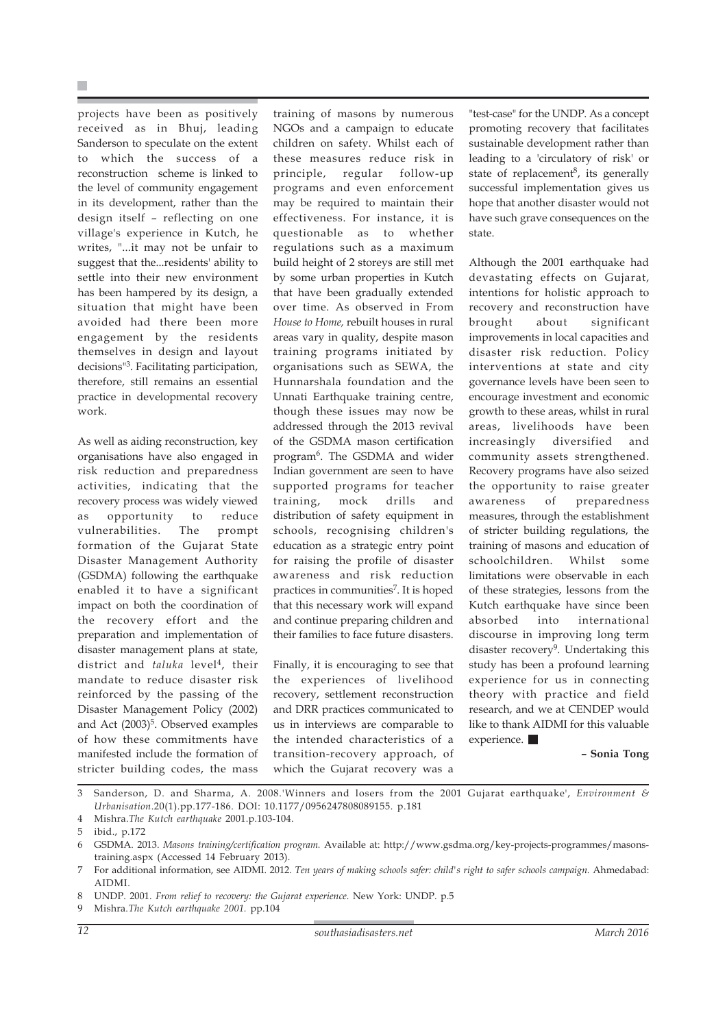projects have been as positively received as in Bhuj, leading Sanderson to speculate on the extent to which the success of a reconstruction scheme is linked to the level of community engagement in its development, rather than the design itself – reflecting on one village's experience in Kutch, he writes, "...it may not be unfair to suggest that the...residents' ability to settle into their new environment has been hampered by its design, a situation that might have been avoided had there been more engagement by the residents themselves in design and layout decisions"[3]. Facilitating participation, therefore, still remains an essential practice in developmental recovery work.

As well as aiding reconstruction, key organisations have also engaged in risk reduction and preparedness activities, indicating that the recovery process was widely viewed as opportunity to reduce vulnerabilities. The prompt formation of the Gujarat State Disaster Management Authority (GSDMA) following the earthquake enabled it to have a significant impact on both the coordination of the recovery effort and the preparation and implementation of disaster management plans at state, district and *taluka* level[4], their mandate to reduce disaster risk reinforced by the passing of the Disaster Management Policy (2002) and Act (2003)[5]. Observed examples of how these commitments have manifested include the formation of stricter building codes, the mass training of masons by numerous NGOs and a campaign to educate children on safety. Whilst each of these measures reduce risk in principle, regular follow-up programs and even enforcement may be required to maintain their effectiveness. For instance, it is questionable as to whether regulations such as a maximum build height of 2 storeys are still met by some urban properties in Kutch that have been gradually extended over time. As observed in From *House to Home,* rebuilt houses in rural areas vary in quality, despite mason training programs initiated by organisations such as SEWA, the Hunnarshala foundation and the Unnati Earthquake training centre, though these issues may now be addressed through the 2013 revival of the GSDMA mason certification program[6]. The GSDMA and wider Indian government are seen to have supported programs for teacher training, mock drills and distribution of safety equipment in schools, recognising children's education as a strategic entry point for raising the profile of disaster awareness and risk reduction practices in communities[7]. It is hoped that this necessary work will expand and continue preparing children and their families to face future disasters.

Finally, it is encouraging to see that the experiences of livelihood recovery, settlement reconstruction and DRR practices communicated to us in interviews are comparable to the intended characteristics of a transition-recovery approach, of which the Gujarat recovery was a "test-case" for the UNDP. As a concept promoting recovery that facilitates sustainable development rather than leading to a 'circulatory of risk' or state of replacement[8], its generally successful implementation gives us hope that another disaster would not have such grave consequences on the state.

Although the 2001 earthquake had devastating effects on Gujarat, intentions for holistic approach to recovery and reconstruction have brought about significant improvements in local capacities and disaster risk reduction. Policy interventions at state and city governance levels have been seen to encourage investment and economic growth to these areas, whilst in rural areas, livelihoods have been increasingly diversified and community assets strengthened. Recovery programs have also seized the opportunity to raise greater awareness of preparedness measures, through the establishment of stricter building regulations, the training of masons and education of schoolchildren. Whilst some limitations were observable in each of these strategies, lessons from the Kutch earthquake have since been absorbed into international discourse in improving long term disaster recovery[9]. Undertaking this study has been a profound learning experience for us in connecting theory with practice and field research, and we at CENDEP would like to thank AIDMI for this valuable experience. ■

**– Sonia Tong**

---

3 Sanderson, D. and Sharma, A. 2008.'Winners and losers from the 2001 Gujarat earthquake', *Environment & Urbanisation*.20(1).pp.177-186. DOI: 10.1177/0956247808089155. p.181

4 Mishra.*The Kutch earthquake* 2001.p.103-104.

5 ibid., p.172

6 GSDMA. 2013. *Masons training/certification program.* Available at: http://www.gsdma.org/key-projects-programmes/masons-training.aspx (Accessed 14 February 2013).

7 For additional information, see AIDMI. 2012. *Ten years of making schools safer: child's right to safer schools campaign.* Ahmedabad: AIDMI.

8 UNDP. 2001. *From relief to recovery: the Gujarat experience.* New York: UNDP. p.5

9 Mishra.*The Kutch earthquake 2001.* pp.104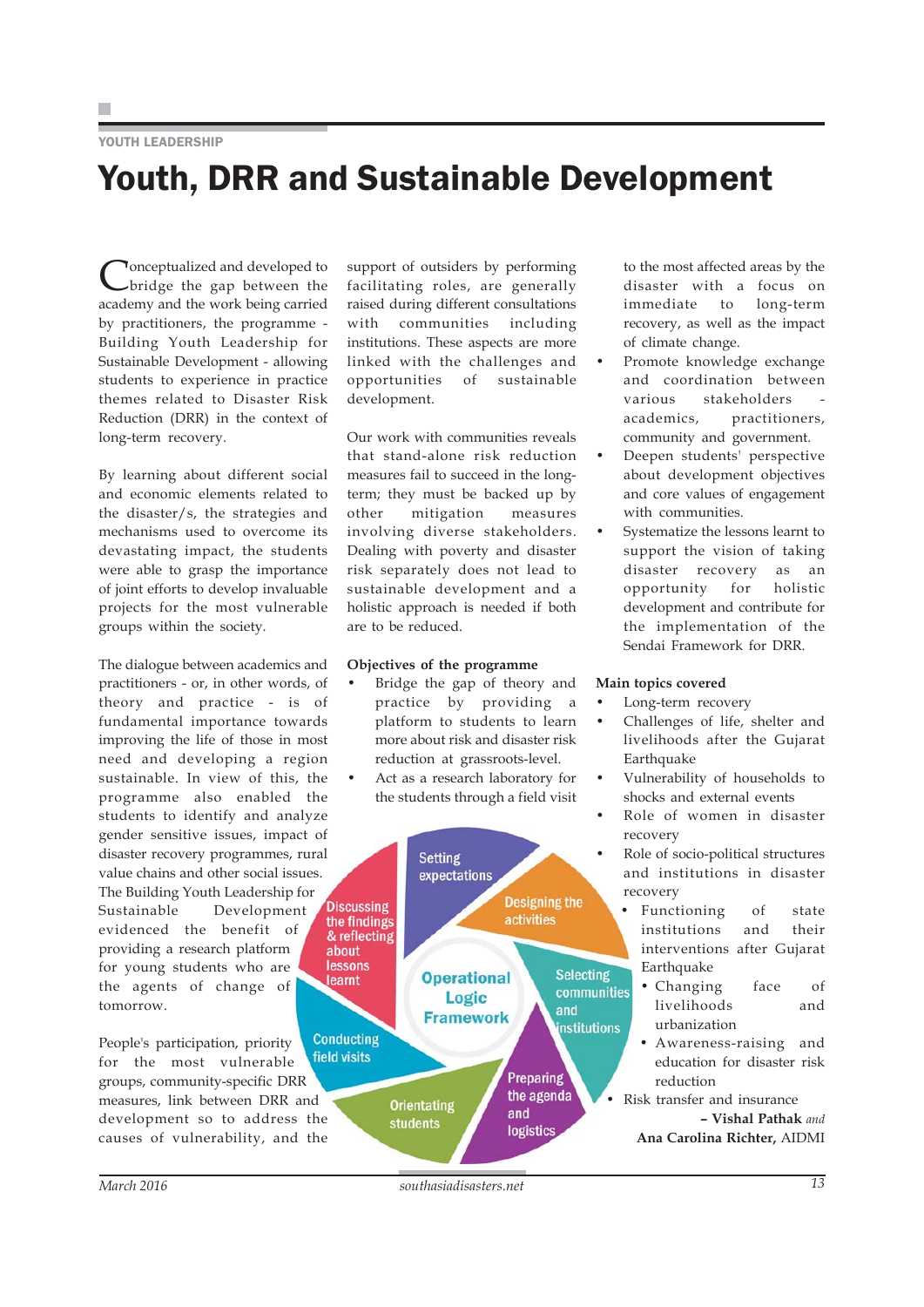YOUTH LEADERSHIP

# Youth, DRR and Sustainable Development

Conceptualized and developed to bridge the gap between the academy and the work being carried by practitioners, the programme - Building Youth Leadership for Sustainable Development - allowing students to experience in practice themes related to Disaster Risk Reduction (DRR) in the context of long-term recovery.

By learning about different social and economic elements related to the disaster/s, the strategies and mechanisms used to overcome its devastating impact, the students were able to grasp the importance of joint efforts to develop invaluable projects for the most vulnerable groups within the society.

The dialogue between academics and practitioners - or, in other words, of theory and practice - is of fundamental importance towards improving the life of those in most need and developing a region sustainable. In view of this, the programme also enabled the students to identify and analyze gender sensitive issues, impact of disaster recovery programmes, rural value chains and other social issues. The Building Youth Leadership for Sustainable Development evidenced the benefit of providing a research platform for young students who are the agents of change of tomorrow.

People's participation, priority for the most vulnerable groups, community-specific DRR measures, link between DRR and development so to address the causes of vulnerability, and the support of outsiders by performing facilitating roles, are generally raised during different consultations with communities including institutions. These aspects are more linked with the challenges and opportunities of sustainable development.

Our work with communities reveals that stand-alone risk reduction measures fail to succeed in the long-term; they must be backed up by other mitigation measures involving diverse stakeholders. Dealing with poverty and disaster risk separately does not lead to sustainable development and a holistic approach is needed if both are to be reduced.

**Objectives of the programme**

- Bridge the gap of theory and practice by providing a platform to students to learn more about risk and disaster risk reduction at grassroots-level.
- Act as a research laboratory for the students through a field visit to the most affected areas by the disaster with a focus on immediate to long-term recovery, as well as the impact of climate change.
- Promote knowledge exchange and coordination between various stakeholders - academics, practitioners, community and government.
- Deepen students' perspective about development objectives and core values of engagement with communities.
- Systematize the lessons learnt to support the vision of taking disaster recovery as an opportunity for holistic development and contribute for the implementation of the Sendai Framework for DRR.

Operational Logic Framework: Setting expectations → Designing the activities → Selecting communities and institutions → Preparing the agenda and logistics → Orientating students → Conducting field visits → Discussing the findings & reflecting about lessons learnt

**Main topics covered**

- Long-term recovery
- Challenges of life, shelter and livelihoods after the Gujarat Earthquake
- Vulnerability of households to shocks and external events
- Role of women in disaster recovery
- Role of socio-political structures and institutions in disaster recovery
  - Functioning of state institutions and their interventions after Gujarat Earthquake
  - Changing face of livelihoods and urbanization
  - Awareness-raising and education for disaster risk reduction
- Risk transfer and insurance

**– Vishal Pathak** *and* **Ana Carolina Richter,** AIDMI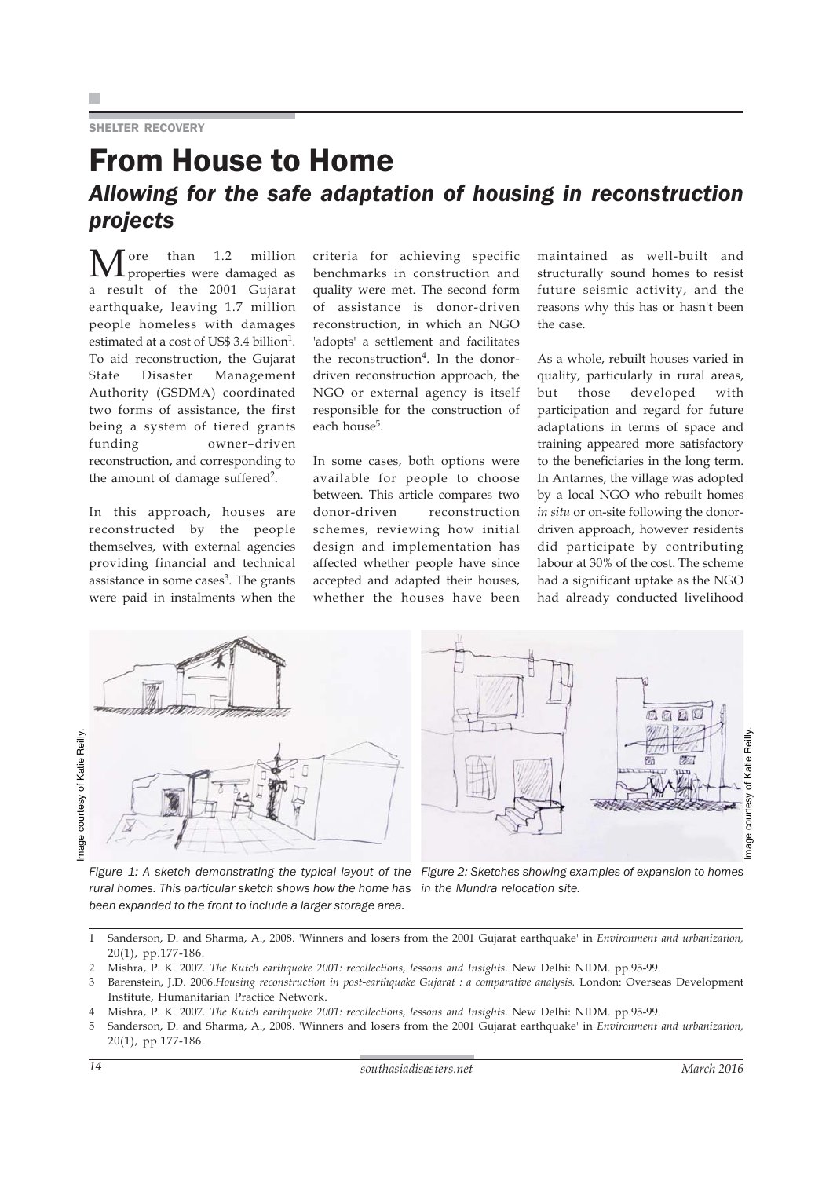SHELTER RECOVERY

# From House to Home

## *Allowing for the safe adaptation of housing in reconstruction projects*

More than 1.2 million properties were damaged as a result of the 2001 Gujarat earthquake, leaving 1.7 million people homeless with damages estimated at a cost of US$ 3.4 billion[1]. To aid reconstruction, the Gujarat State Disaster Management Authority (GSDMA) coordinated two forms of assistance, the first being a system of tiered grants funding owner–driven reconstruction, and corresponding to the amount of damage suffered[2].

In this approach, houses are reconstructed by the people themselves, with external agencies providing financial and technical assistance in some cases[3]. The grants were paid in instalments when the criteria for achieving specific benchmarks in construction and quality were met. The second form of assistance is donor-driven reconstruction, in which an NGO 'adopts' a settlement and facilitates the reconstruction[4]. In the donor-driven reconstruction approach, the NGO or external agency is itself responsible for the construction of each house[5].

In some cases, both options were available for people to choose between. This article compares two donor-driven reconstruction schemes, reviewing how initial design and implementation has affected whether people have since accepted and adapted their houses, whether the houses have been maintained as well-built and structurally sound homes to resist future seismic activity, and the reasons why this has or hasn't been the case.

As a whole, rebuilt houses varied in quality, particularly in rural areas, but those developed with participation and regard for future adaptations in terms of space and training appeared more satisfactory to the beneficiaries in the long term. In Antarnes, the village was adopted by a local NGO who rebuilt homes *in situ* or on-site following the donor-driven approach, however residents did participate by contributing labour at 30% of the cost. The scheme had a significant uptake as the NGO had already conducted livelihood

Image courtesy of Katie Reilly.

*Figure 1: A sketch demonstrating the typical layout of the rural homes. This particular sketch shows how the home has been expanded to the front to include a larger storage area.*

Image courtesy of Katie Reilly.

*Figure 2: Sketches showing examples of expansion to homes in the Mundra relocation site.*

---

1 Sanderson, D. and Sharma, A., 2008. 'Winners and losers from the 2001 Gujarat earthquake' in *Environment and urbanization,* 20(1), pp.177-186.

2 Mishra, P. K. 2007. *The Kutch earthquake 2001: recollections, lessons and Insights.* New Delhi: NIDM. pp.95-99.

3 Barenstein, J.D. 2006.*Housing reconstruction in post-earthquake Gujarat : a comparative analysis.* London: Overseas Development Institute, Humanitarian Practice Network.

4 Mishra, P. K. 2007. *The Kutch earthquake 2001: recollections, lessons and Insights.* New Delhi: NIDM. pp.95-99.

5 Sanderson, D. and Sharma, A., 2008. 'Winners and losers from the 2001 Gujarat earthquake' in *Environment and urbanization,* 20(1), pp.177-186.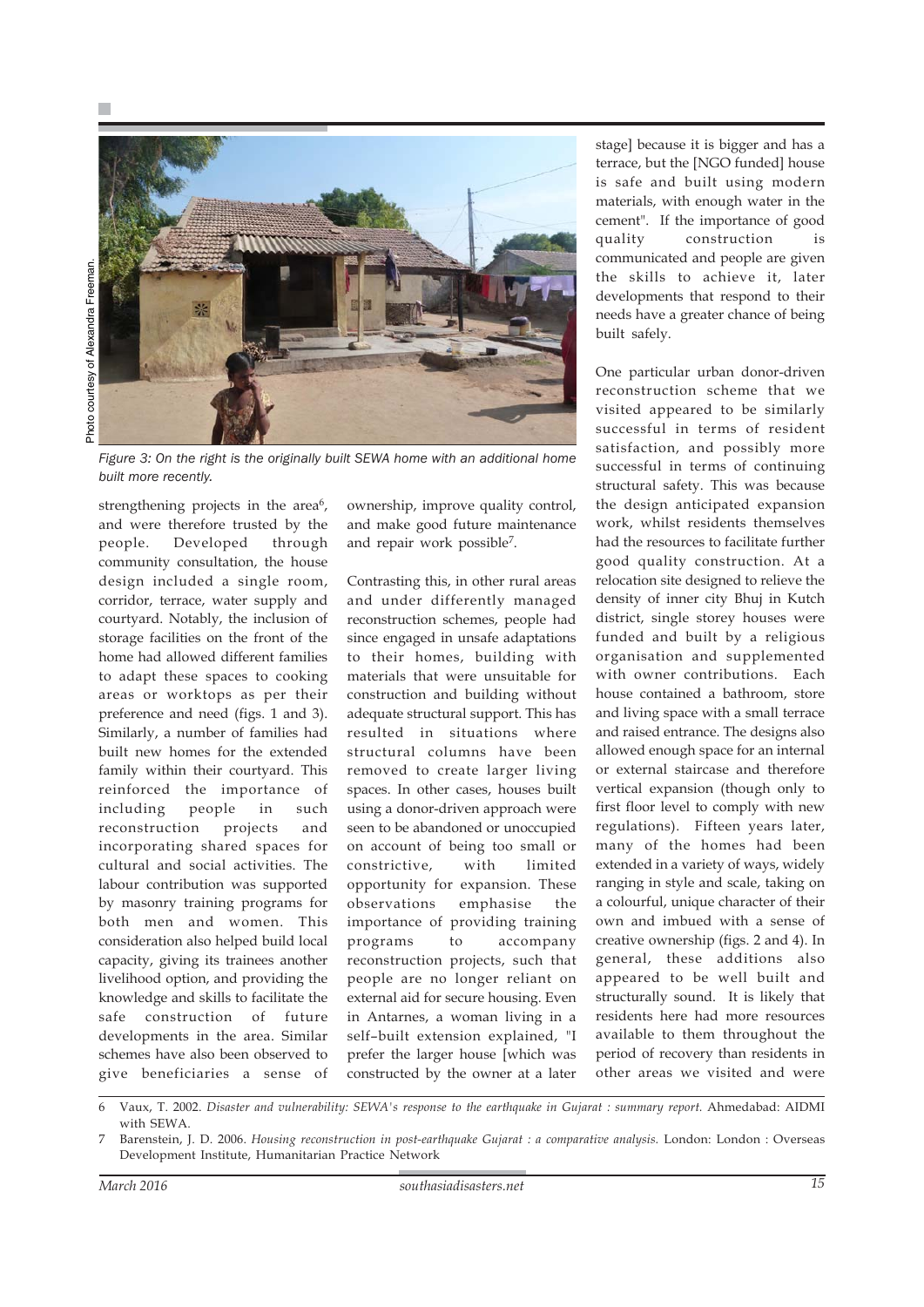Photo courtesy of Alexandra Freeman.

*Figure 3: On the right is the originally built SEWA home with an additional home built more recently.*

strengthening projects in the area[6], and were therefore trusted by the people. Developed through community consultation, the house design included a single room, corridor, terrace, water supply and courtyard. Notably, the inclusion of storage facilities on the front of the home had allowed different families to adapt these spaces to cooking areas or worktops as per their preference and need (figs. 1 and 3). Similarly, a number of families had built new homes for the extended family within their courtyard. This reinforced the importance of including people in such reconstruction projects and incorporating shared spaces for cultural and social activities. The labour contribution was supported by masonry training programs for both men and women. This consideration also helped build local capacity, giving its trainees another livelihood option, and providing the knowledge and skills to facilitate the safe construction of future developments in the area. Similar schemes have also been observed to give beneficiaries a sense of ownership, improve quality control, and make good future maintenance and repair work possible[7].

Contrasting this, in other rural areas and under differently managed reconstruction schemes, people had since engaged in unsafe adaptations to their homes, building with materials that were unsuitable for construction and building without adequate structural support. This has resulted in situations where structural columns have been removed to create larger living spaces. In other cases, houses built using a donor-driven approach were seen to be abandoned or unoccupied on account of being too small or constrictive, with limited opportunity for expansion. These observations emphasise the importance of providing training programs to accompany reconstruction projects, such that people are no longer reliant on external aid for secure housing. Even in Antarnes, a woman living in a self–built extension explained, "I prefer the larger house [which was constructed by the owner at a later stage] because it is bigger and has a terrace, but the [NGO funded] house is safe and built using modern materials, with enough water in the cement". If the importance of good quality construction is communicated and people are given the skills to achieve it, later developments that respond to their needs have a greater chance of being built safely.

One particular urban donor-driven reconstruction scheme that we visited appeared to be similarly successful in terms of resident satisfaction, and possibly more successful in terms of continuing structural safety. This was because the design anticipated expansion work, whilst residents themselves had the resources to facilitate further good quality construction. At a relocation site designed to relieve the density of inner city Bhuj in Kutch district, single storey houses were funded and built by a religious organisation and supplemented with owner contributions. Each house contained a bathroom, store and living space with a small terrace and raised entrance. The designs also allowed enough space for an internal or external staircase and therefore vertical expansion (though only to first floor level to comply with new regulations). Fifteen years later, many of the homes had been extended in a variety of ways, widely ranging in style and scale, taking on a colourful, unique character of their own and imbued with a sense of creative ownership (figs. 2 and 4). In general, these additions also appeared to be well built and structurally sound. It is likely that residents here had more resources available to them throughout the period of recovery than residents in other areas we visited and were

6 Vaux, T. 2002. *Disaster and vulnerability: SEWA's response to the earthquake in Gujarat : summary report.* Ahmedabad: AIDMI with SEWA.

7 Barenstein, J. D. 2006. *Housing reconstruction in post-earthquake Gujarat : a comparative analysis.* London: London : Overseas Development Institute, Humanitarian Practice Network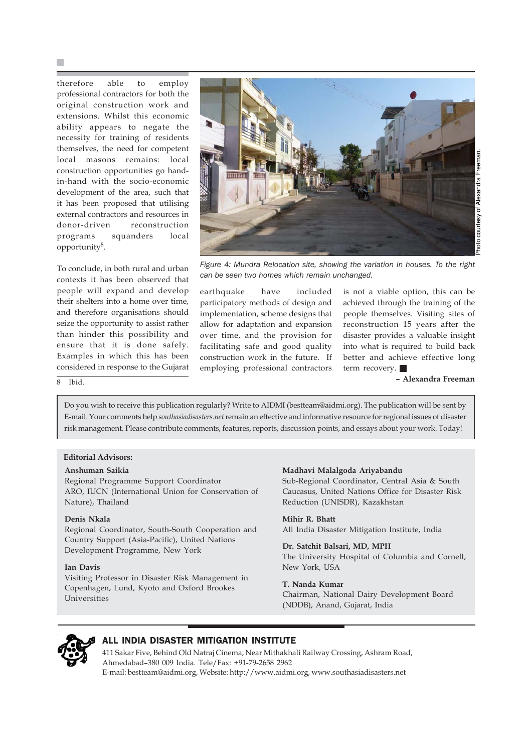therefore able to employ professional contractors for both the original construction work and extensions. Whilst this economic ability appears to negate the necessity for training of residents themselves, the need for competent local masons remains: local construction opportunities go hand-in-hand with the socio-economic development of the area, such that it has been proposed that utilising external contractors and resources in donor-driven reconstruction programs squanders local opportunity[8].

To conclude, in both rural and urban contexts it has been observed that people will expand and develop their shelters into a home over time, and therefore organisations should seize the opportunity to assist rather than hinder this possibility and ensure that it is done safely. Examples in which this has been considered in response to the Gujarat earthquake have included participatory methods of design and implementation, scheme designs that allow for adaptation and expansion over time, and the provision for facilitating safe and good quality construction work in the future. If employing professional contractors is not a viable option, this can be achieved through the training of the people themselves. Visiting sites of reconstruction 15 years after the disaster provides a valuable insight into what is required to build back better and achieve effective long term recovery.

Photo courtesy of Alexandra Freeman.

*Figure 4: Mundra Relocation site, showing the variation in houses. To the right can be seen two homes which remain unchanged.*

**– Alexandra Freeman**

8 Ibid.

Do you wish to receive this publication regularly? Write to AIDMI (bestteam@aidmi.org). The publication will be sent by E-mail. Your comments help *southasiadisasters.net* remain an effective and informative resource for regional issues of disaster risk management. Please contribute comments, features, reports, discussion points, and essays about your work. Today!

**Editorial Advisors:**

**Anshuman Saikia**
Regional Programme Support Coordinator
ARO, IUCN (International Union for Conservation of Nature), Thailand

**Denis Nkala**
Regional Coordinator, South-South Cooperation and Country Support (Asia-Pacific), United Nations Development Programme, New York

**Ian Davis**
Visiting Professor in Disaster Risk Management in Copenhagen, Lund, Kyoto and Oxford Brookes Universities

**Madhavi Malalgoda Ariyabandu**
Sub-Regional Coordinator, Central Asia & South Caucasus, United Nations Office for Disaster Risk Reduction (UNISDR), Kazakhstan

**Mihir R. Bhatt**
All India Disaster Mitigation Institute, India

**Dr. Satchit Balsari, MD, MPH**
The University Hospital of Columbia and Cornell, New York, USA

**T. Nanda Kumar**
Chairman, National Dairy Development Board (NDDB), Anand, Gujarat, India

**ALL INDIA DISASTER MITIGATION INSTITUTE**
411 Sakar Five, Behind Old Natraj Cinema, Near Mithakhali Railway Crossing, Ashram Road, Ahmedabad–380 009 India. Tele/Fax: +91-79-2658 2962
E-mail: bestteam@aidmi.org, Website: http://www.aidmi.org, www.southasiadisasters.net